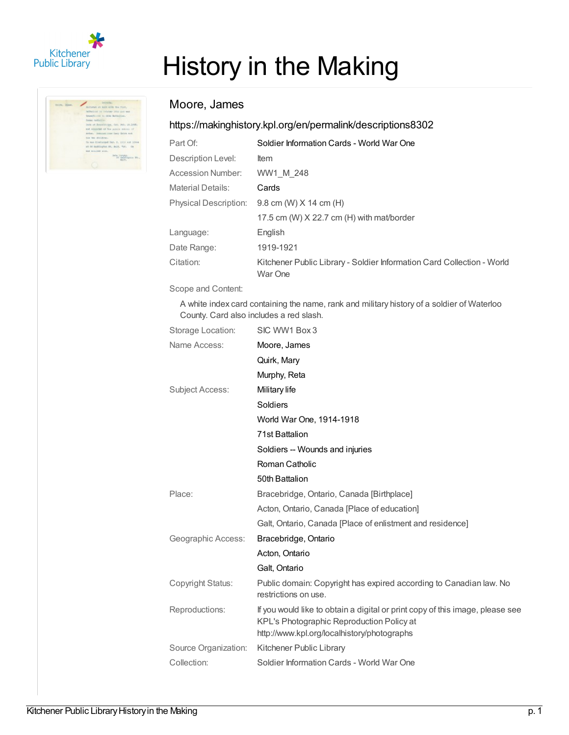# History in the Making

## Moore, James

https://makinghistory.kpl.org/en/permalink/descriptions8302

| | |
|---|---|
| Part Of: | Soldier Information Cards - World War One |
| Description Level: | Item |
| Accession Number: | WW1_M_248 |
| Material Details: | Cards |
| Physical Description: | 9.8 cm (W) X 14 cm (H) |
| | 17.5 cm (W) X 22.7 cm (H) with mat/border |
| Language: | English |
| Date Range: | 1919-1921 |
| Citation: | Kitchener Public Library - Soldier Information Card Collection - World War One |

Scope and Content:

A white index card containing the name, rank and military history of a soldier of Waterloo County. Card also includes a red slash.

| | |
|---|---|
| Storage Location: | SIC WW1 Box 3 |
| Name Access: | Moore, James |
| | Quirk, Mary |
| | Murphy, Reta |
| Subject Access: | Military life |
| | Soldiers |
| | World War One, 1914-1918 |
| | 71st Battalion |
| | Soldiers -- Wounds and injuries |
| | Roman Catholic |
| | 50th Battalion |
| Place: | Bracebridge, Ontario, Canada [Birthplace] |
| | Acton, Ontario, Canada [Place of education] |
| | Galt, Ontario, Canada [Place of enlistment and residence] |
| Geographic Access: | Bracebridge, Ontario |
| | Acton, Ontario |
| | Galt, Ontario |
| Copyright Status: | Public domain: Copyright has expired according to Canadian law. No restrictions on use. |
| Reproductions: | If you would like to obtain a digital or print copy of this image, please see KPL's Photographic Reproduction Policy at http://www.kpl.org/localhistory/photographs |
| Source Organization: | Kitchener Public Library |
| Collection: | Soldier Information Cards - World War One |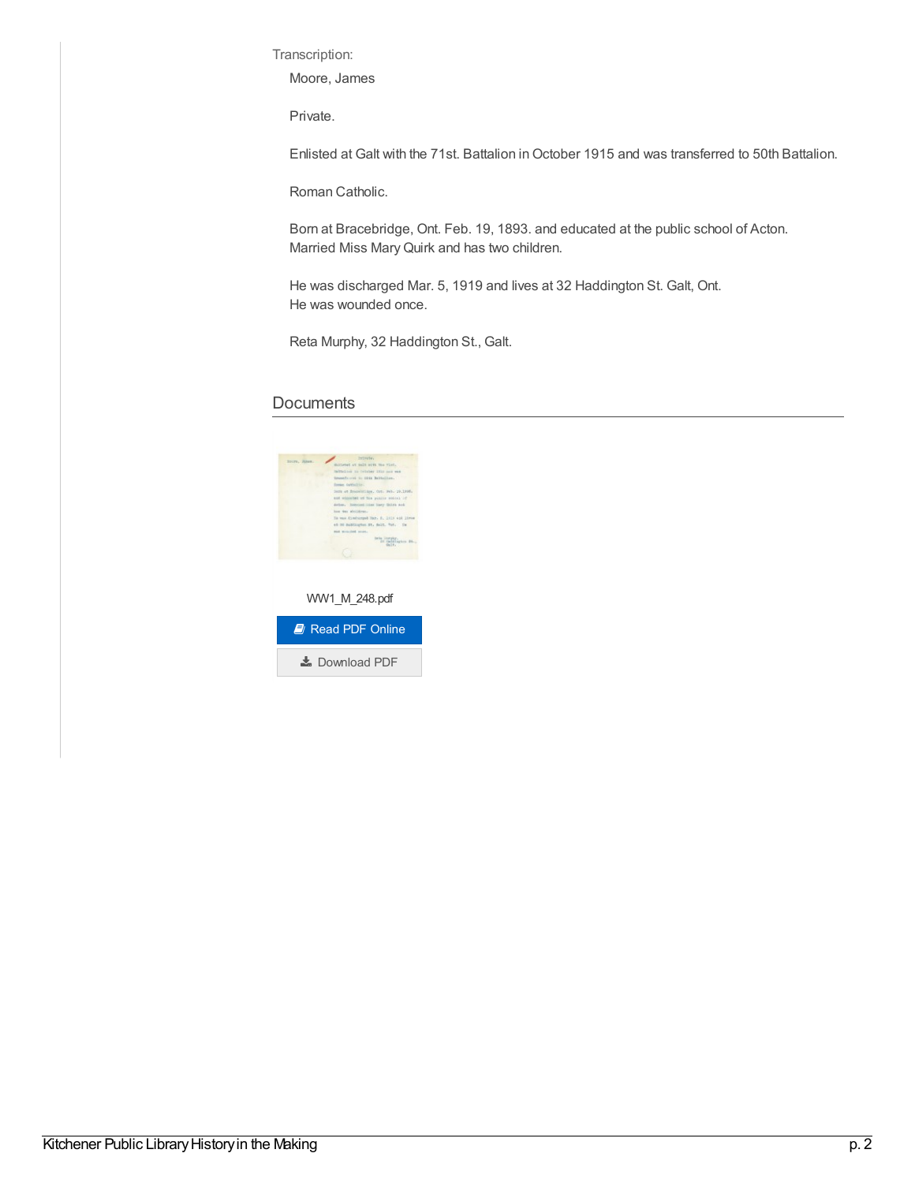Transcription:

Moore, James

Private.

Enlisted at Galt with the 71st. Battalion in October 1915 and was transferred to 50th Battalion.

Roman Catholic.

Born at Bracebridge, Ont. Feb. 19, 1893. and educated at the public school of Acton.
Married Miss Mary Quirk and has two children.

He was discharged Mar. 5, 1919 and lives at 32 Haddington St. Galt, Ont.
He was wounded once.

Reta Murphy, 32 Haddington St., Galt.

## Documents

WW1_M_248.pdf

Read PDF Online

Download PDF